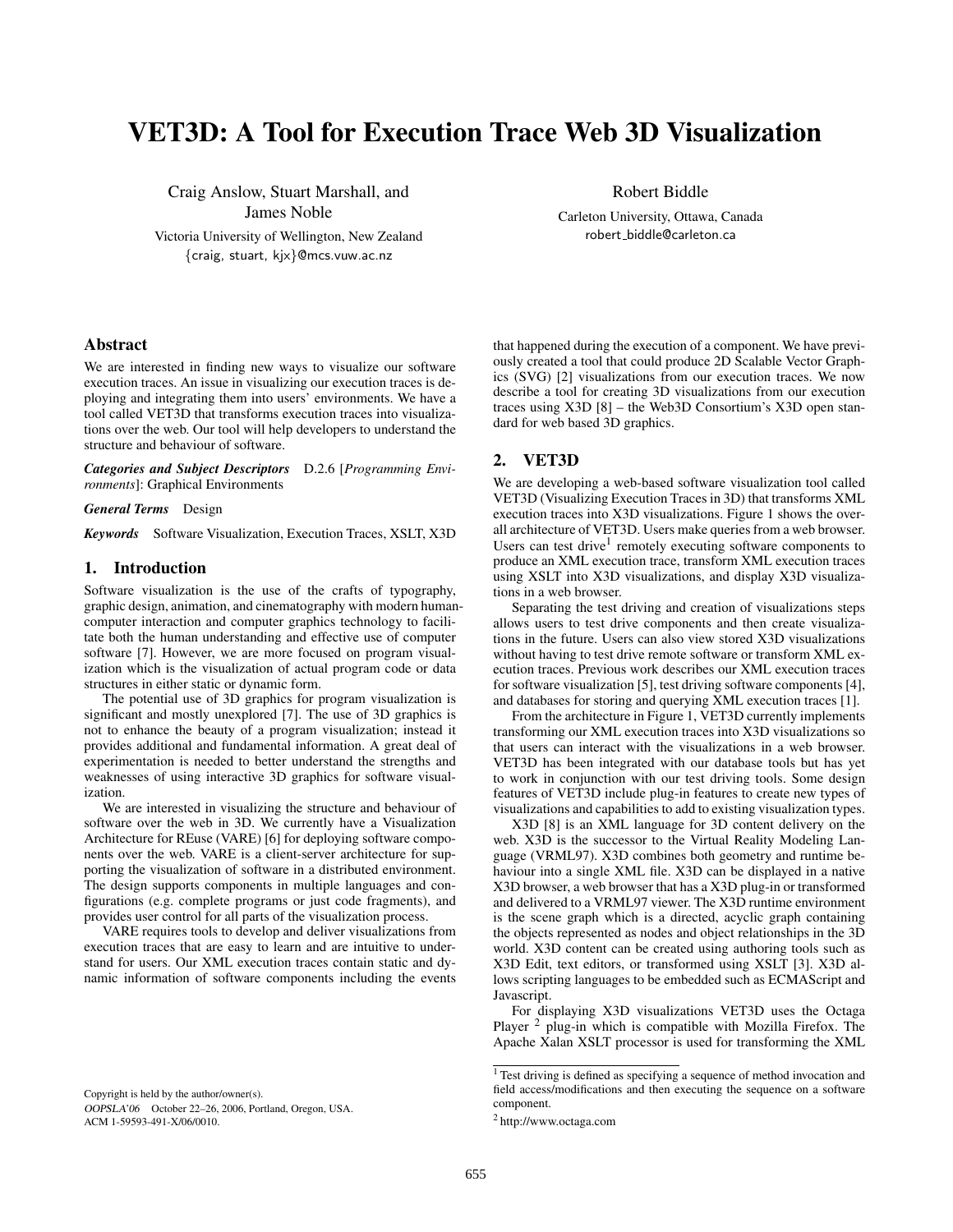# VET3D: A Tool for Execution Trace Web 3D Visualization

Craig Anslow, Stuart Marshall, and James Noble

Victoria University of Wellington, New Zealand

{craig, stuart, kjx}@mcs.vuw.ac.nz

Robert Biddle

Carleton University, Ottawa, Canada

robert_biddle@carleton.ca

## Abstract

We are interested in finding new ways to visualize our software execution traces. An issue in visualizing our execution traces is deploying and integrating them into users' environments. We have a tool called VET3D that transforms execution traces into visualizations over the web. Our tool will help developers to understand the structure and behaviour of software.

***Categories and Subject Descriptors*** D.2.6 [*Programming Environments*]: Graphical Environments

***General Terms*** Design

***Keywords*** Software Visualization, Execution Traces, XSLT, X3D

## 1. Introduction

Software visualization is the use of the crafts of typography, graphic design, animation, and cinematography with modern human-computer interaction and computer graphics technology to facilitate both the human understanding and effective use of computer software [7]. However, we are more focused on program visualization which is the visualization of actual program code or data structures in either static or dynamic form.

The potential use of 3D graphics for program visualization is significant and mostly unexplored [7]. The use of 3D graphics is not to enhance the beauty of a program visualization; instead it provides additional and fundamental information. A great deal of experimentation is needed to better understand the strengths and weaknesses of using interactive 3D graphics for software visualization.

We are interested in visualizing the structure and behaviour of software over the web in 3D. We currently have a Visualization Architecture for REuse (VARE) [6] for deploying software components over the web. VARE is a client-server architecture for supporting the visualization of software in a distributed environment. The design supports components in multiple languages and configurations (e.g. complete programs or just code fragments), and provides user control for all parts of the visualization process.

VARE requires tools to develop and deliver visualizations from execution traces that are easy to learn and are intuitive to understand for users. Our XML execution traces contain static and dynamic information of software components including the events that happened during the execution of a component. We have previously created a tool that could produce 2D Scalable Vector Graphics (SVG) [2] visualizations from our execution traces. We now describe a tool for creating 3D visualizations from our execution traces using X3D [8] – the Web3D Consortium's X3D open standard for web based 3D graphics.

Copyright is held by the author/owner(s).
*OOPSLA'06* October 22–26, 2006, Portland, Oregon, USA.
ACM 1-59593-491-X/06/0010.

## 2. VET3D

We are developing a web-based software visualization tool called VET3D (Visualizing Execution Traces in 3D) that transforms XML execution traces into X3D visualizations. Figure 1 shows the overall architecture of VET3D. Users make queries from a web browser. Users can test drive[1] remotely executing software components to produce an XML execution trace, transform XML execution traces using XSLT into X3D visualizations, and display X3D visualizations in a web browser.

Separating the test driving and creation of visualizations steps allows users to test drive components and then create visualizations in the future. Users can also view stored X3D visualizations without having to test drive remote software or transform XML execution traces. Previous work describes our XML execution traces for software visualization [5], test driving software components [4], and databases for storing and querying XML execution traces [1].

From the architecture in Figure 1, VET3D currently implements transforming our XML execution traces into X3D visualizations so that users can interact with the visualizations in a web browser. VET3D has been integrated with our database tools but has yet to work in conjunction with our test driving tools. Some design features of VET3D include plug-in features to create new types of visualizations and capabilities to add to existing visualization types.

X3D [8] is an XML language for 3D content delivery on the web. X3D is the successor to the Virtual Reality Modeling Language (VRML97). X3D combines both geometry and runtime behaviour into a single XML file. X3D can be displayed in a native X3D browser, a web browser that has a X3D plug-in or transformed and delivered to a VRML97 viewer. The X3D runtime environment is the scene graph which is a directed, acyclic graph containing the objects represented as nodes and object relationships in the 3D world. X3D content can be created using authoring tools such as X3D Edit, text editors, or transformed using XSLT [3]. X3D allows scripting languages to be embedded such as ECMAScript and Javascript.

For displaying X3D visualizations VET3D uses the Octaga Player [2] plug-in which is compatible with Mozilla Firefox. The Apache Xalan XSLT processor is used for transforming the XML

[1] Test driving is defined as specifying a sequence of method invocation and field access/modifications and then executing the sequence on a software component.

[2] http://www.octaga.com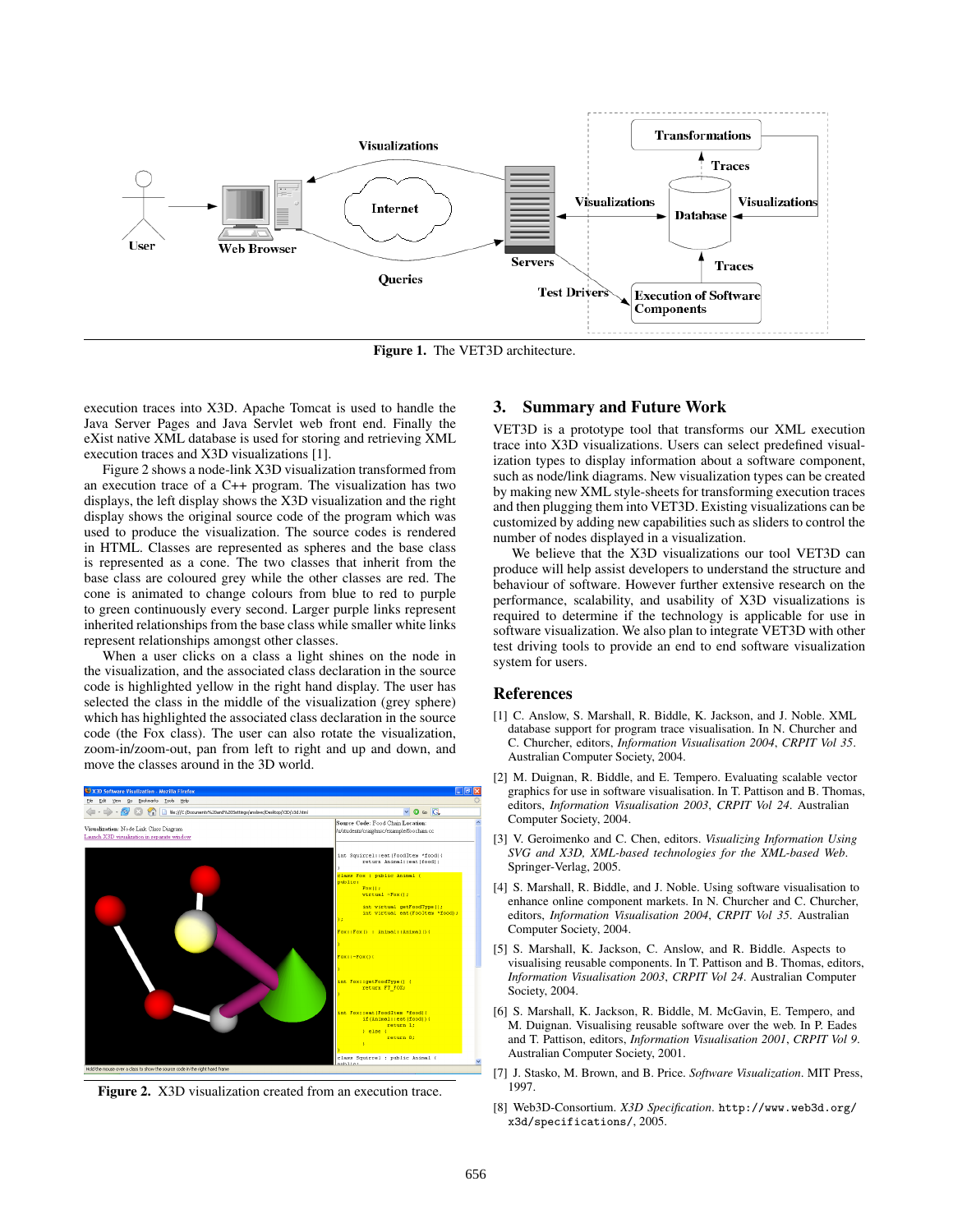Visualizations

Internet

User

Web Browser

Queries

Servers

Transformations

Traces

Visualizations

Database

Visualizations

Traces

Test Drivers

Execution of Software Components

**Figure 1.** The VET3D architecture.

execution traces into X3D. Apache Tomcat is used to handle the Java Server Pages and Java Servlet web front end. Finally the eXist native XML database is used for storing and retrieving XML execution traces and X3D visualizations [1].

Figure 2 shows a node-link X3D visualization transformed from an execution trace of a C++ program. The visualization has two displays, the left display shows the X3D visualization and the right display shows the original source code of the program which was used to produce the visualization. The source codes is rendered in HTML. Classes are represented as spheres and the base class is represented as a cone. The two classes that inherit from the base class are coloured grey while the other classes are red. The cone is animated to change colours from blue to red to purple to green continuously every second. Larger purple links represent inherited relationships from the base class while smaller white links represent relationships amongst other classes.

When a user clicks on a class a light shines on the node in the visualization, and the associated class declaration in the source code is highlighted yellow in the right hand display. The user has selected the class in the middle of the visualization (grey sphere) which has highlighted the associated class declaration in the source code (the Fox class). The user can also rotate the visualization, zoom-in/zoom-out, pan from left to right and up and down, and move the classes around in the 3D world.

**Figure 2.** X3D visualization created from an execution trace.

## 3. Summary and Future Work

VET3D is a prototype tool that transforms our XML execution trace into X3D visualizations. Users can select predefined visualization types to display information about a software component, such as node/link diagrams. New visualization types can be created by making new XML style-sheets for transforming execution traces and then plugging them into VET3D. Existing visualizations can be customized by adding new capabilities such as sliders to control the number of nodes displayed in a visualization.

We believe that the X3D visualizations our tool VET3D can produce will help assist developers to understand the structure and behaviour of software. However further extensive research on the performance, scalability, and usability of X3D visualizations is required to determine if the technology is applicable for use in software visualization. We also plan to integrate VET3D with other test driving tools to provide an end to end software visualization system for users.

## References

[1] C. Anslow, S. Marshall, R. Biddle, K. Jackson, and J. Noble. XML database support for program trace visualisation. In N. Churcher and C. Churcher, editors, *Information Visualisation 2004*, *CRPIT Vol 35*. Australian Computer Society, 2004.

[2] M. Duignan, R. Biddle, and E. Tempero. Evaluating scalable vector graphics for use in software visualisation. In T. Pattison and B. Thomas, editors, *Information Visualisation 2003*, *CRPIT Vol 24*. Australian Computer Society, 2004.

[3] V. Geroimenko and C. Chen, editors. *Visualizing Information Using SVG and X3D, XML-based technologies for the XML-based Web*. Springer-Verlag, 2005.

[4] S. Marshall, R. Biddle, and J. Noble. Using software visualisation to enhance online component markets. In N. Churcher and C. Churcher, editors, *Information Visualisation 2004*, *CRPIT Vol 35*. Australian Computer Society, 2004.

[5] S. Marshall, K. Jackson, C. Anslow, and R. Biddle. Aspects to visualising reusable components. In T. Pattison and B. Thomas, editors, *Information Visualisation 2003*, *CRPIT Vol 24*. Australian Computer Society, 2004.

[6] S. Marshall, K. Jackson, R. Biddle, M. McGavin, E. Tempero, and M. Duignan. Visualising reusable software over the web. In P. Eades and T. Pattison, editors, *Information Visualisation 2001*, *CRPIT Vol 9*. Australian Computer Society, 2001.

[7] J. Stasko, M. Brown, and B. Price. *Software Visualization*. MIT Press, 1997.

[8] Web3D-Consortium. *X3D Specification*. http://www.web3d.org/x3d/specifications/, 2005.